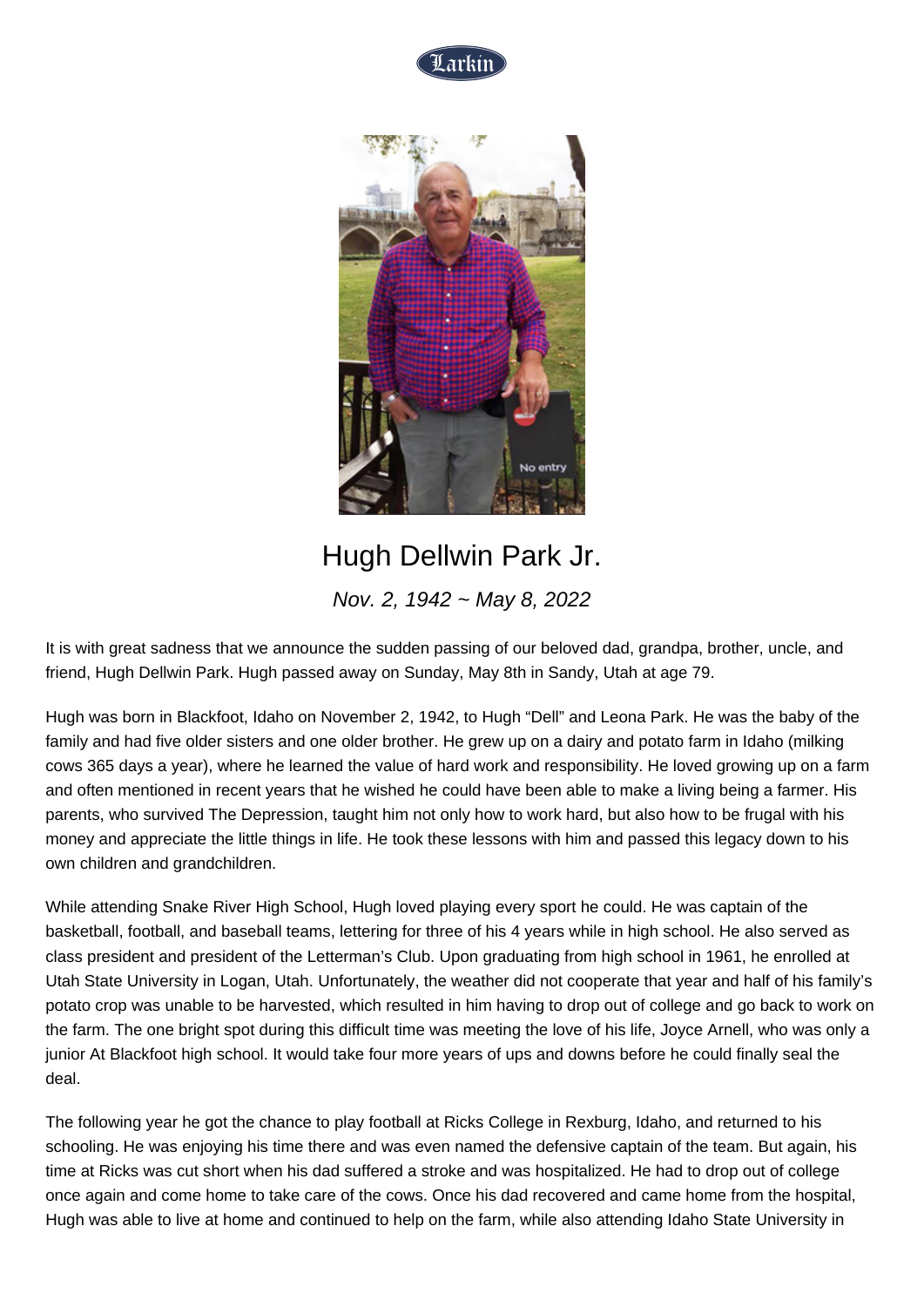# Hugh Dellwin Park Jr.

*Nov. 2, 1942 ~ May 8, 2022*

It is with great sadness that we announce the sudden passing of our beloved dad, grandpa, brother, uncle, and friend, Hugh Dellwin Park. Hugh passed away on Sunday, May 8th in Sandy, Utah at age 79.

Hugh was born in Blackfoot, Idaho on November 2, 1942, to Hugh "Dell" and Leona Park. He was the baby of the family and had five older sisters and one older brother. He grew up on a dairy and potato farm in Idaho (milking cows 365 days a year), where he learned the value of hard work and responsibility. He loved growing up on a farm and often mentioned in recent years that he wished he could have been able to make a living being a farmer. His parents, who survived The Depression, taught him not only how to work hard, but also how to be frugal with his money and appreciate the little things in life. He took these lessons with him and passed this legacy down to his own children and grandchildren.

While attending Snake River High School, Hugh loved playing every sport he could. He was captain of the basketball, football, and baseball teams, lettering for three of his 4 years while in high school. He also served as class president and president of the Letterman's Club. Upon graduating from high school in 1961, he enrolled at Utah State University in Logan, Utah. Unfortunately, the weather did not cooperate that year and half of his family's potato crop was unable to be harvested, which resulted in him having to drop out of college and go back to work on the farm. The one bright spot during this difficult time was meeting the love of his life, Joyce Arnell, who was only a junior At Blackfoot high school. It would take four more years of ups and downs before he could finally seal the deal.

The following year he got the chance to play football at Ricks College in Rexburg, Idaho, and returned to his schooling. He was enjoying his time there and was even named the defensive captain of the team. But again, his time at Ricks was cut short when his dad suffered a stroke and was hospitalized. He had to drop out of college once again and come home to take care of the cows. Once his dad recovered and came home from the hospital, Hugh was able to live at home and continued to help on the farm, while also attending Idaho State University in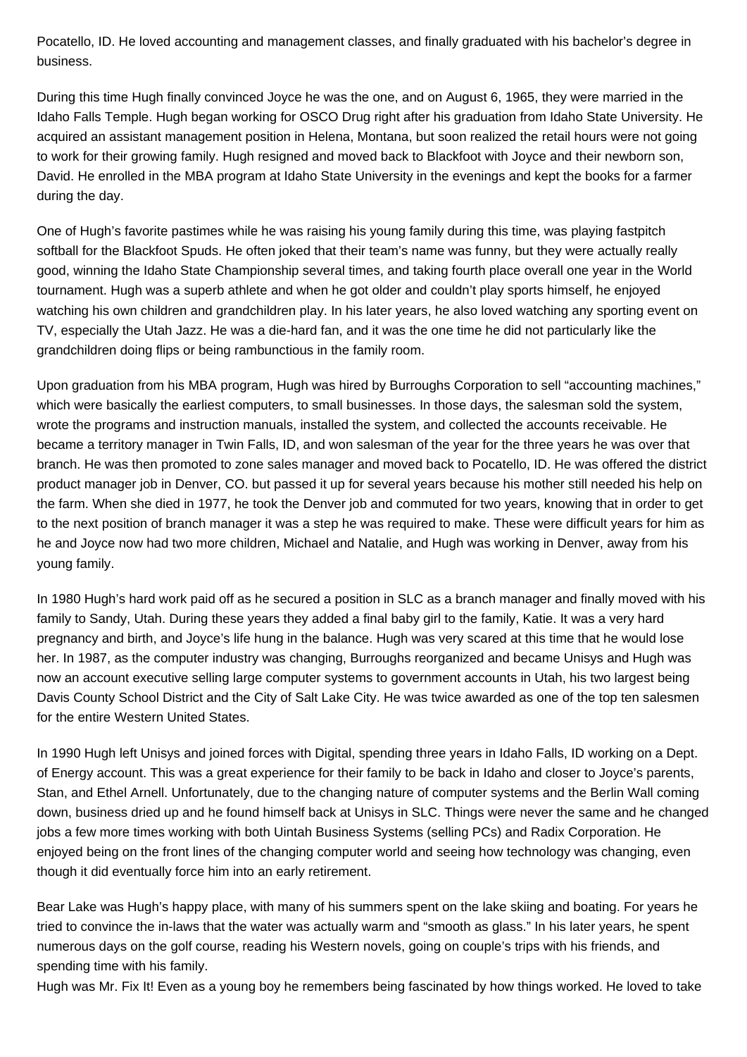Pocatello, ID. He loved accounting and management classes, and finally graduated with his bachelor's degree in business.

During this time Hugh finally convinced Joyce he was the one, and on August 6, 1965, they were married in the Idaho Falls Temple. Hugh began working for OSCO Drug right after his graduation from Idaho State University. He acquired an assistant management position in Helena, Montana, but soon realized the retail hours were not going to work for their growing family. Hugh resigned and moved back to Blackfoot with Joyce and their newborn son, David. He enrolled in the MBA program at Idaho State University in the evenings and kept the books for a farmer during the day.

One of Hugh's favorite pastimes while he was raising his young family during this time, was playing fastpitch softball for the Blackfoot Spuds. He often joked that their team's name was funny, but they were actually really good, winning the Idaho State Championship several times, and taking fourth place overall one year in the World tournament. Hugh was a superb athlete and when he got older and couldn't play sports himself, he enjoyed watching his own children and grandchildren play. In his later years, he also loved watching any sporting event on TV, especially the Utah Jazz. He was a die-hard fan, and it was the one time he did not particularly like the grandchildren doing flips or being rambunctious in the family room.

Upon graduation from his MBA program, Hugh was hired by Burroughs Corporation to sell "accounting machines," which were basically the earliest computers, to small businesses. In those days, the salesman sold the system, wrote the programs and instruction manuals, installed the system, and collected the accounts receivable. He became a territory manager in Twin Falls, ID, and won salesman of the year for the three years he was over that branch. He was then promoted to zone sales manager and moved back to Pocatello, ID. He was offered the district product manager job in Denver, CO. but passed it up for several years because his mother still needed his help on the farm. When she died in 1977, he took the Denver job and commuted for two years, knowing that in order to get to the next position of branch manager it was a step he was required to make. These were difficult years for him as he and Joyce now had two more children, Michael and Natalie, and Hugh was working in Denver, away from his young family.

In 1980 Hugh's hard work paid off as he secured a position in SLC as a branch manager and finally moved with his family to Sandy, Utah. During these years they added a final baby girl to the family, Katie. It was a very hard pregnancy and birth, and Joyce's life hung in the balance. Hugh was very scared at this time that he would lose her. In 1987, as the computer industry was changing, Burroughs reorganized and became Unisys and Hugh was now an account executive selling large computer systems to government accounts in Utah, his two largest being Davis County School District and the City of Salt Lake City. He was twice awarded as one of the top ten salesmen for the entire Western United States.

In 1990 Hugh left Unisys and joined forces with Digital, spending three years in Idaho Falls, ID working on a Dept. of Energy account. This was a great experience for their family to be back in Idaho and closer to Joyce's parents, Stan, and Ethel Arnell. Unfortunately, due to the changing nature of computer systems and the Berlin Wall coming down, business dried up and he found himself back at Unisys in SLC. Things were never the same and he changed jobs a few more times working with both Uintah Business Systems (selling PCs) and Radix Corporation. He enjoyed being on the front lines of the changing computer world and seeing how technology was changing, even though it did eventually force him into an early retirement.

Bear Lake was Hugh's happy place, with many of his summers spent on the lake skiing and boating. For years he tried to convince the in-laws that the water was actually warm and "smooth as glass." In his later years, he spent numerous days on the golf course, reading his Western novels, going on couple's trips with his friends, and spending time with his family.

Hugh was Mr. Fix It! Even as a young boy he remembers being fascinated by how things worked. He loved to take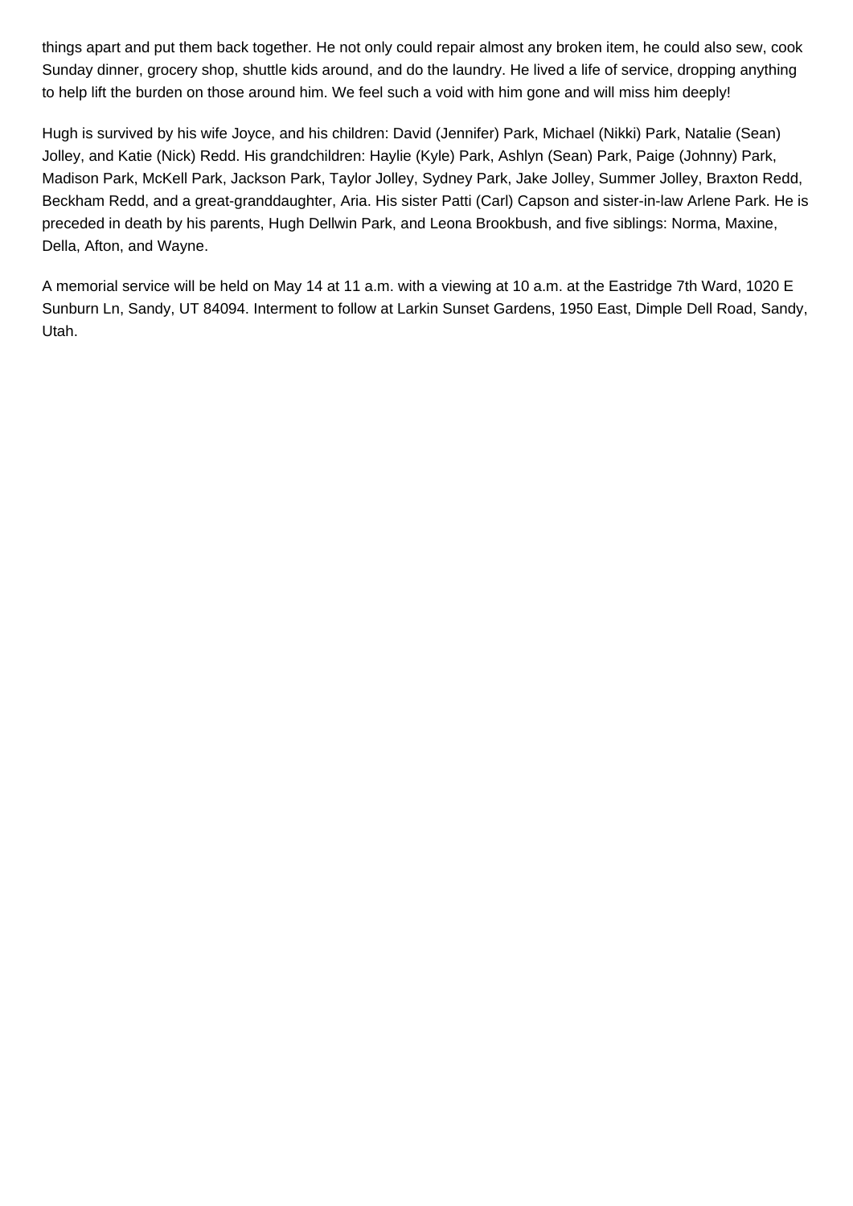things apart and put them back together. He not only could repair almost any broken item, he could also sew, cook Sunday dinner, grocery shop, shuttle kids around, and do the laundry. He lived a life of service, dropping anything to help lift the burden on those around him. We feel such a void with him gone and will miss him deeply!

Hugh is survived by his wife Joyce, and his children: David (Jennifer) Park, Michael (Nikki) Park, Natalie (Sean) Jolley, and Katie (Nick) Redd. His grandchildren: Haylie (Kyle) Park, Ashlyn (Sean) Park, Paige (Johnny) Park, Madison Park, McKell Park, Jackson Park, Taylor Jolley, Sydney Park, Jake Jolley, Summer Jolley, Braxton Redd, Beckham Redd, and a great-granddaughter, Aria. His sister Patti (Carl) Capson and sister-in-law Arlene Park. He is preceded in death by his parents, Hugh Dellwin Park, and Leona Brookbush, and five siblings: Norma, Maxine, Della, Afton, and Wayne.

A memorial service will be held on May 14 at 11 a.m. with a viewing at 10 a.m. at the Eastridge 7th Ward, 1020 E Sunburn Ln, Sandy, UT 84094. Interment to follow at Larkin Sunset Gardens, 1950 East, Dimple Dell Road, Sandy, Utah.